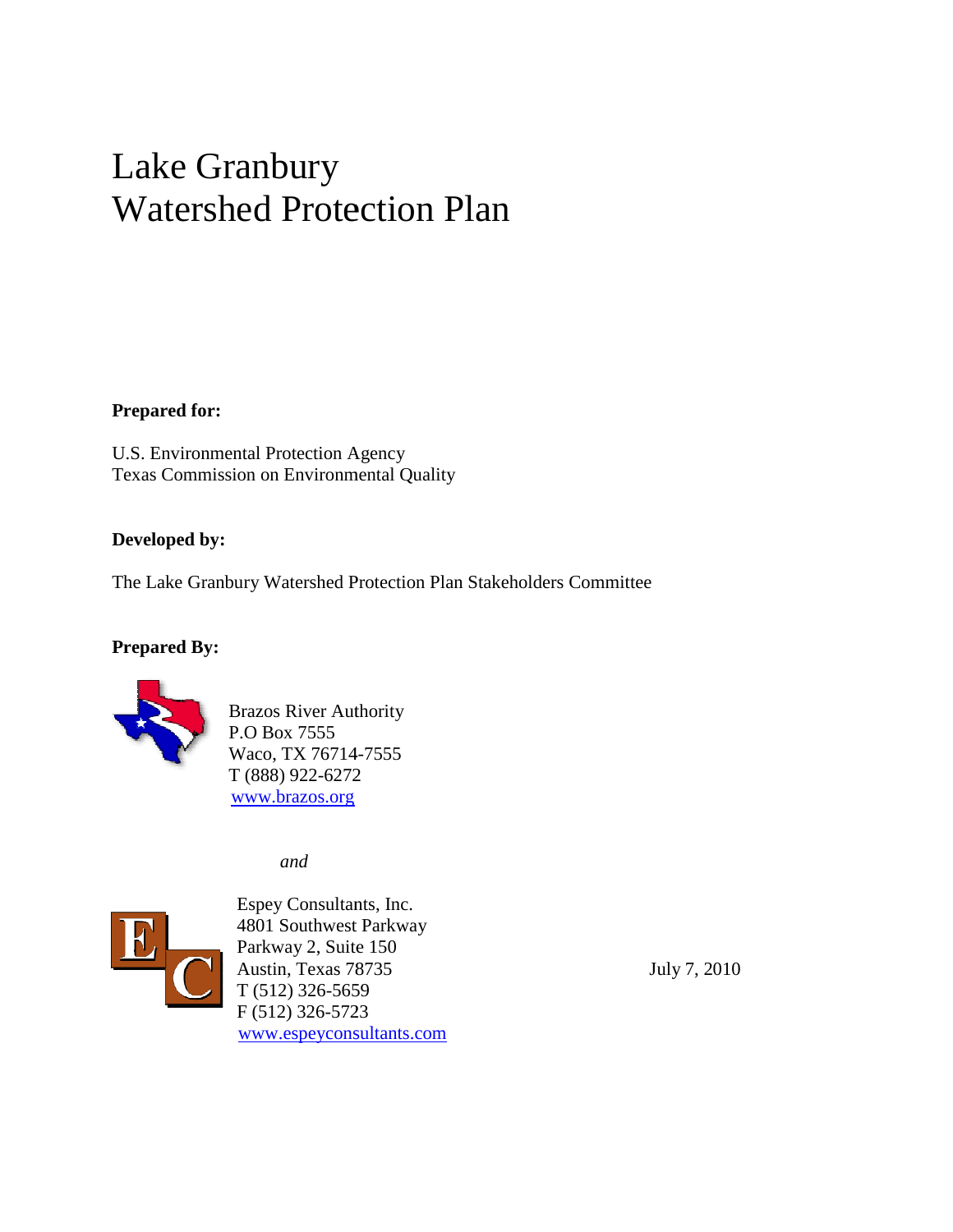# Lake Granbury
# Watershed Protection Plan

**Prepared for:**

U.S. Environmental Protection Agency
Texas Commission on Environmental Quality

**Developed by:**

The Lake Granbury Watershed Protection Plan Stakeholders Committee

**Prepared By:**

Brazos River Authority
P.O Box 7555
Waco, TX 76714-7555
T (888) 922-6272
www.brazos.org

*and*

Espey Consultants, Inc.
4801 Southwest Parkway
Parkway 2, Suite 150
Austin, Texas 78735
T (512) 326-5659
F (512) 326-5723
www.espeyconsultants.com

July 7, 2010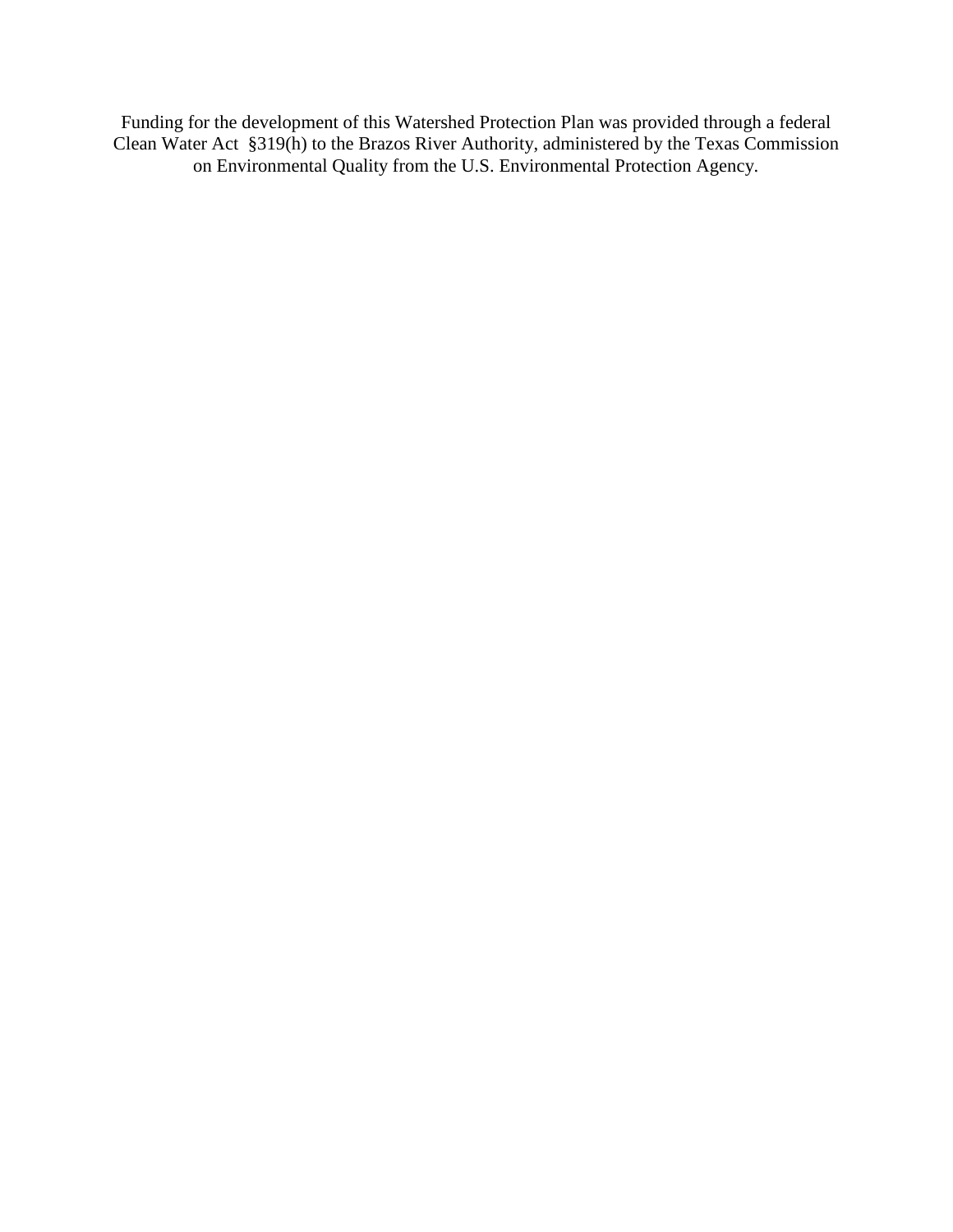Funding for the development of this Watershed Protection Plan was provided through a federal Clean Water Act §319(h) to the Brazos River Authority, administered by the Texas Commission on Environmental Quality from the U.S. Environmental Protection Agency.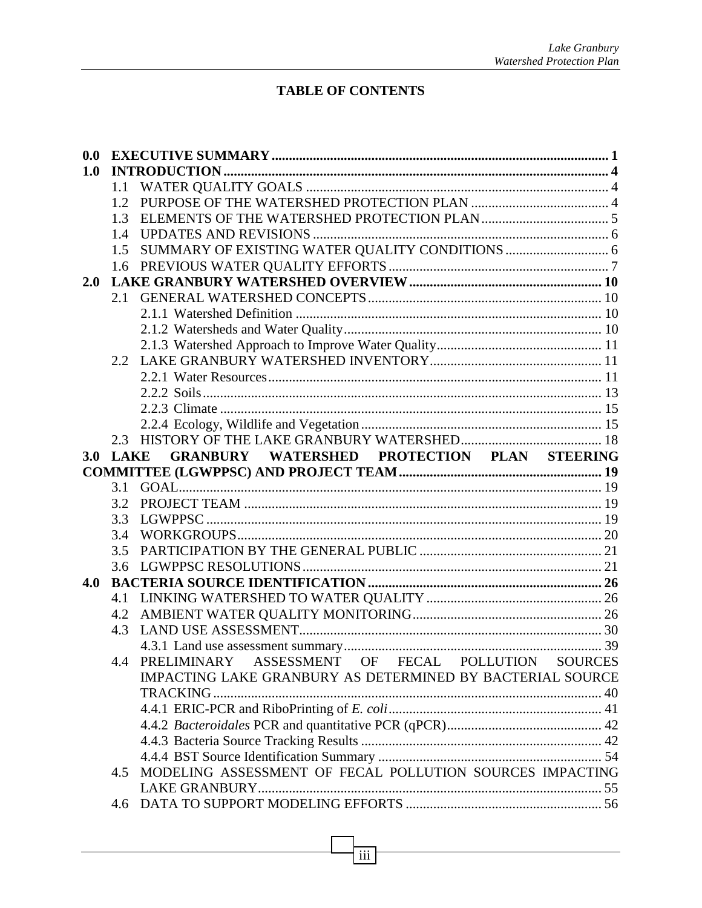## TABLE OF CONTENTS

**0.0 EXECUTIVE SUMMARY** ........ **1**

**1.0 INTRODUCTION** ........ **4**

- 1.1 WATER QUALITY GOALS ........ 4
- 1.2 PURPOSE OF THE WATERSHED PROTECTION PLAN ........ 4
- 1.3 ELEMENTS OF THE WATERSHED PROTECTION PLAN ........ 5
- 1.4 UPDATES AND REVISIONS ........ 6
- 1.5 SUMMARY OF EXISTING WATER QUALITY CONDITIONS ........ 6
- 1.6 PREVIOUS WATER QUALITY EFFORTS ........ 7

**2.0 LAKE GRANBURY WATERSHED OVERVIEW** ........ **10**

- 2.1 GENERAL WATERSHED CONCEPTS ........ 10
  - 2.1.1 Watershed Definition ........ 10
  - 2.1.2 Watersheds and Water Quality ........ 10
  - 2.1.3 Watershed Approach to Improve Water Quality ........ 11
- 2.2 LAKE GRANBURY WATERSHED INVENTORY ........ 11
  - 2.2.1 Water Resources ........ 11
  - 2.2.2 Soils ........ 13
  - 2.2.3 Climate ........ 15
  - 2.2.4 Ecology, Wildlife and Vegetation ........ 15
- 2.3 HISTORY OF THE LAKE GRANBURY WATERSHED ........ 18

**3.0 LAKE GRANBURY WATERSHED PROTECTION PLAN STEERING COMMITTEE (LGWPPSC) AND PROJECT TEAM** ........ **19**

- 3.1 GOAL ........ 19
- 3.2 PROJECT TEAM ........ 19
- 3.3 LGWPPSC ........ 19
- 3.4 WORKGROUPS ........ 20
- 3.5 PARTICIPATION BY THE GENERAL PUBLIC ........ 21
- 3.6 LGWPPSC RESOLUTIONS ........ 21

**4.0 BACTERIA SOURCE IDENTIFICATION** ........ **26**

- 4.1 LINKING WATERSHED TO WATER QUALITY ........ 26
- 4.2 AMBIENT WATER QUALITY MONITORING ........ 26
- 4.3 LAND USE ASSESSMENT ........ 30
  - 4.3.1 Land use assessment summary ........ 39
- 4.4 PRELIMINARY ASSESSMENT OF FECAL POLLUTION SOURCES IMPACTING LAKE GRANBURY AS DETERMINED BY BACTERIAL SOURCE TRACKING ........ 40
  - 4.4.1 ERIC-PCR and RiboPrinting of *E. coli* ........ 41
  - 4.4.2 *Bacteroidales* PCR and quantitative PCR (qPCR) ........ 42
  - 4.4.3 Bacteria Source Tracking Results ........ 42
  - 4.4.4 BST Source Identification Summary ........ 54
- 4.5 MODELING ASSESSMENT OF FECAL POLLUTION SOURCES IMPACTING LAKE GRANBURY ........ 55
- 4.6 DATA TO SUPPORT MODELING EFFORTS ........ 56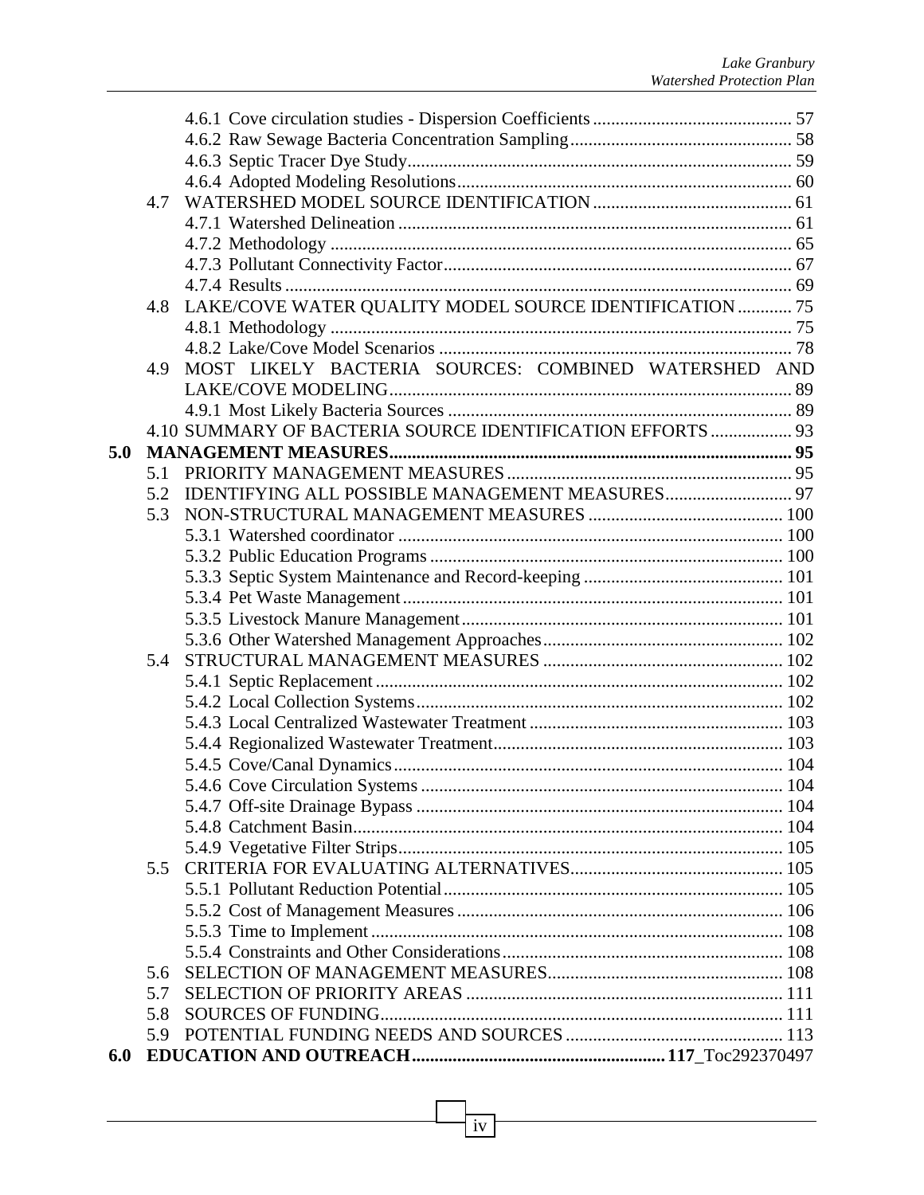4.6.1 Cove circulation studies - Dispersion Coefficients ........................................... 57
4.6.2 Raw Sewage Bacteria Concentration Sampling ................................................ 58
4.6.3 Septic Tracer Dye Study .................................................................................... 59
4.6.4 Adopted Modeling Resolutions ......................................................................... 60

4.7 WATERSHED MODEL SOURCE IDENTIFICATION ........................................... 61
4.7.1 Watershed Delineation ...................................................................................... 61
4.7.2 Methodology ..................................................................................................... 65
4.7.3 Pollutant Connectivity Factor ............................................................................ 67
4.7.4 Results ............................................................................................................... 69

4.8 LAKE/COVE WATER QUALITY MODEL SOURCE IDENTIFICATION ............ 75
4.8.1 Methodology ..................................................................................................... 75
4.8.2 Lake/Cove Model Scenarios ............................................................................. 78

4.9 MOST LIKELY BACTERIA SOURCES: COMBINED WATERSHED AND LAKE/COVE MODELING ........................................................................................ 89
4.9.1 Most Likely Bacteria Sources ........................................................................... 89

4.10 SUMMARY OF BACTERIA SOURCE IDENTIFICATION EFFORTS .................. 93

**5.0 MANAGEMENT MEASURES ......................................................................................... 95**

5.1 PRIORITY MANAGEMENT MEASURES ............................................................... 95
5.2 IDENTIFYING ALL POSSIBLE MANAGEMENT MEASURES ............................ 97
5.3 NON-STRUCTURAL MANAGEMENT MEASURES ........................................... 100
5.3.1 Watershed coordinator .................................................................................... 100
5.3.2 Public Education Programs ............................................................................. 100
5.3.3 Septic System Maintenance and Record-keeping ........................................... 101
5.3.4 Pet Waste Management ................................................................................... 101
5.3.5 Livestock Manure Management ...................................................................... 101
5.3.6 Other Watershed Management Approaches .................................................... 102

5.4 STRUCTURAL MANAGEMENT MEASURES ..................................................... 102
5.4.1 Septic Replacement ......................................................................................... 102
5.4.2 Local Collection Systems ................................................................................ 102
5.4.3 Local Centralized Wastewater Treatment ........................................................ 103
5.4.4 Regionalized Wastewater Treatment ............................................................... 103
5.4.5 Cove/Canal Dynamics ..................................................................................... 104
5.4.6 Cove Circulation Systems ............................................................................... 104
5.4.7 Off-site Drainage Bypass ................................................................................ 104
5.4.8 Catchment Basin .............................................................................................. 104
5.4.9 Vegetative Filter Strips .................................................................................... 105

5.5 CRITERIA FOR EVALUATING ALTERNATIVES ............................................... 105
5.5.1 Pollutant Reduction Potential .......................................................................... 105
5.5.2 Cost of Management Measures ....................................................................... 106
5.5.3 Time to Implement .......................................................................................... 108
5.5.4 Constraints and Other Considerations ............................................................. 108

5.6 SELECTION OF MANAGEMENT MEASURES .................................................... 108
5.7 SELECTION OF PRIORITY AREAS ..................................................................... 111
5.8 SOURCES OF FUNDING ........................................................................................ 111
5.9 POTENTIAL FUNDING NEEDS AND SOURCES ................................................ 113

**6.0 EDUCATION AND OUTREACH ........................................................ 117**_Toc292370497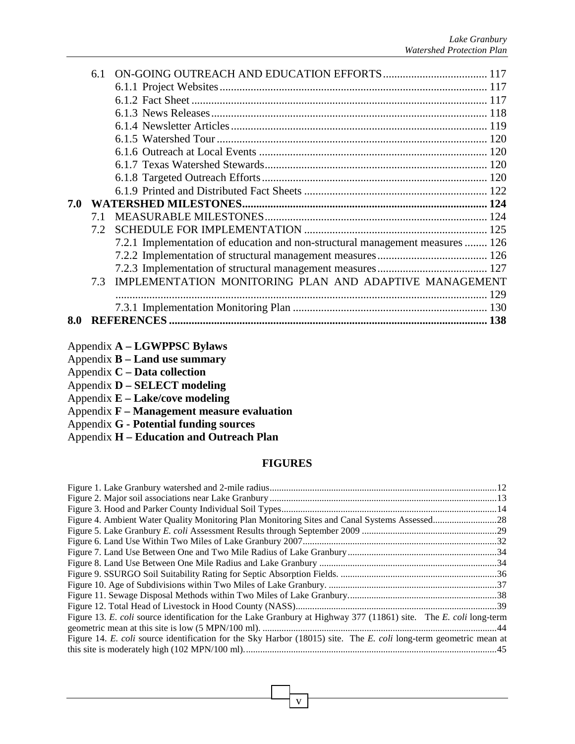- 6.1 ON-GOING OUTREACH AND EDUCATION EFFORTS ..... 117
  - 6.1.1 Project Websites ..... 117
  - 6.1.2 Fact Sheet ..... 117
  - 6.1.3 News Releases ..... 118
  - 6.1.4 Newsletter Articles ..... 119
  - 6.1.5 Watershed Tour ..... 120
  - 6.1.6 Outreach at Local Events ..... 120
  - 6.1.7 Texas Watershed Stewards ..... 120
  - 6.1.8 Targeted Outreach Efforts ..... 120
  - 6.1.9 Printed and Distributed Fact Sheets ..... 122

**7.0 WATERSHED MILESTONES ..... 124**

- 7.1 MEASURABLE MILESTONES ..... 124
- 7.2 SCHEDULE FOR IMPLEMENTATION ..... 125
  - 7.2.1 Implementation of education and non-structural management measures ..... 126
  - 7.2.2 Implementation of structural management measures ..... 126
  - 7.2.3 Implementation of structural management measures ..... 127
- 7.3 IMPLEMENTATION MONITORING PLAN AND ADAPTIVE MANAGEMENT ..... 129
  - 7.3.1 Implementation Monitoring Plan ..... 130

**8.0 REFERENCES ..... 138**

Appendix **A – LGWPPSC Bylaws**
Appendix **B – Land use summary**
Appendix **C – Data collection**
Appendix **D – SELECT modeling**
Appendix **E – Lake/cove modeling**
Appendix **F – Management measure evaluation**
Appendix **G - Potential funding sources**
Appendix **H – Education and Outreach Plan**

## FIGURES

Figure 1. Lake Granbury watershed and 2-mile radius ..... 12
Figure 2. Major soil associations near Lake Granbury ..... 13
Figure 3. Hood and Parker County Individual Soil Types ..... 14
Figure 4. Ambient Water Quality Monitoring Plan Monitoring Sites and Canal Systems Assessed ..... 28
Figure 5. Lake Granbury *E. coli* Assessment Results through September 2009 ..... 29
Figure 6. Land Use Within Two Miles of Lake Granbury 2007 ..... 32
Figure 7. Land Use Between One and Two Mile Radius of Lake Granbury ..... 34
Figure 8. Land Use Between One Mile Radius and Lake Granbury ..... 34
Figure 9. SSURGO Soil Suitability Rating for Septic Absorption Fields. ..... 36
Figure 10. Age of Subdivisions within Two Miles of Lake Granbury. ..... 37
Figure 11. Sewage Disposal Methods within Two Miles of Lake Granbury. ..... 38
Figure 12. Total Head of Livestock in Hood County (NASS) ..... 39
Figure 13. *E. coli* source identification for the Lake Granbury at Highway 377 (11861) site. The *E. coli* long-term geometric mean at this site is low (5 MPN/100 ml). ..... 44
Figure 14. *E. coli* source identification for the Sky Harbor (18015) site. The *E. coli* long-term geometric mean at this site is moderately high (102 MPN/100 ml). ..... 45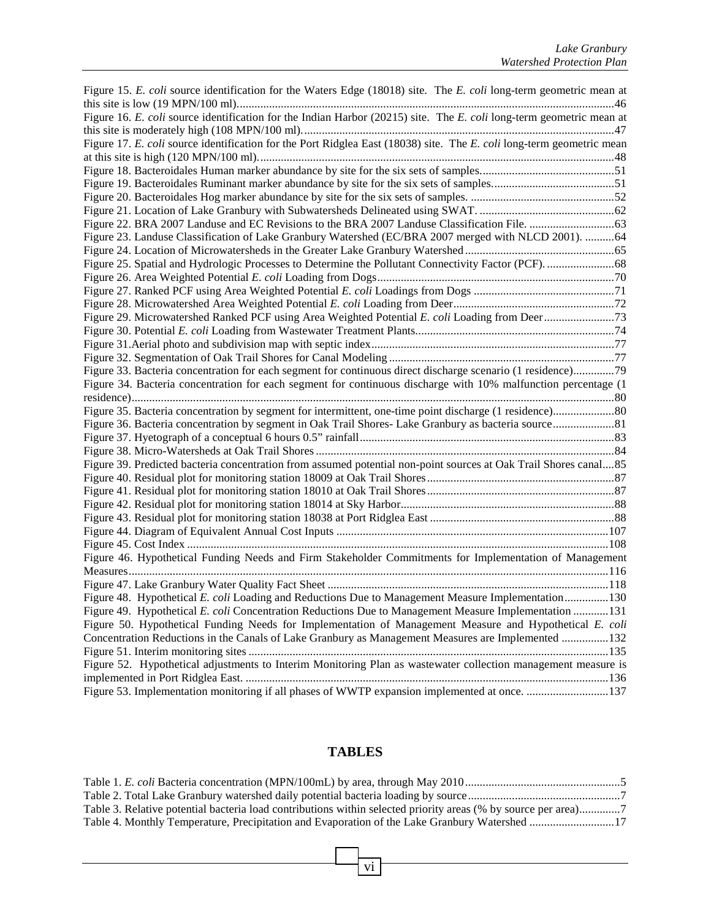Figure 15. *E. coli* source identification for the Waters Edge (18018) site. The *E. coli* long-term geometric mean at this site is low (19 MPN/100 ml)...............................................................................................................46

Figure 16. *E. coli* source identification for the Indian Harbor (20215) site. The *E. coli* long-term geometric mean at this site is moderately high (108 MPN/100 ml)..........................................................................................................47

Figure 17. *E. coli* source identification for the Port Ridglea East (18038) site. The *E. coli* long-term geometric mean at this site is high (120 MPN/100 ml)..........................................................................................................................48

Figure 18. Bacteroidales Human marker abundance by site for the six sets of samples.............................................51

Figure 19. Bacteroidales Ruminant marker abundance by site for the six sets of samples..........................................51

Figure 20. Bacteroidales Hog marker abundance by site for the six sets of samples. .................................................52

Figure 21. Location of Lake Granbury with Subwatersheds Delineated using SWAT. ..............................................62

Figure 22. BRA 2007 Landuse and EC Revisions to the BRA 2007 Landuse Classification File. .............................63

Figure 23. Landuse Classification of Lake Granbury Watershed (EC/BRA 2007 merged with NLCD 2001). ..........64

Figure 24. Location of Microwatersheds in the Greater Lake Granbury Watershed...................................................65

Figure 25. Spatial and Hydrologic Processes to Determine the Pollutant Connectivity Factor (PCF). .......................68

Figure 26. Area Weighted Potential *E. coli* Loading from Dogs................................................................................70

Figure 27. Ranked PCF using Area Weighted Potential *E. coli* Loadings from Dogs ................................................71

Figure 28. Microwatershed Area Weighted Potential *E. coli* Loading from Deer.......................................................72

Figure 29. Microwatershed Ranked PCF using Area Weighted Potential *E. coli* Loading from Deer........................73

Figure 30. Potential *E. coli* Loading from Wastewater Treatment Plants....................................................................74

Figure 31.Aerial photo and subdivision map with septic index...................................................................................77

Figure 32. Segmentation of Oak Trail Shores for Canal Modeling .............................................................................77

Figure 33. Bacteria concentration for each segment for continuous direct discharge scenario (1 residence)..............79

Figure 34. Bacteria concentration for each segment for continuous discharge with 10% malfunction percentage (1 residence).....................................................................................................................................................................80

Figure 35. Bacteria concentration by segment for intermittent, one-time point discharge (1 residence).....................80

Figure 36. Bacteria concentration by segment in Oak Trail Shores- Lake Granbury as bacteria source.....................81

Figure 37. Hyetograph of a conceptual 6 hours 0.5" rainfall.......................................................................................83

Figure 38. Micro-Watersheds at Oak Trail Shores .......................................................................................................84

Figure 39. Predicted bacteria concentration from assumed potential non-point sources at Oak Trail Shores canal....85

Figure 40. Residual plot for monitoring station 18009 at Oak Trail Shores................................................................87

Figure 41. Residual plot for monitoring station 18010 at Oak Trail Shores................................................................87

Figure 42. Residual plot for monitoring station 18014 at Sky Harbor.........................................................................88

Figure 43. Residual plot for monitoring station 18038 at Port Ridglea East ...............................................................88

Figure 44. Diagram of Equivalent Annual Cost Inputs ..............................................................................................107

Figure 45. Cost Index .................................................................................................................................................108

Figure 46. Hypothetical Funding Needs and Firm Stakeholder Commitments for Implementation of Management Measures....................................................................................................................................................................116

Figure 47. Lake Granbury Water Quality Fact Sheet .................................................................................................118

Figure 48. Hypothetical *E. coli* Loading and Reductions Due to Management Measure Implementation...............130

Figure 49. Hypothetical *E. coli* Concentration Reductions Due to Management Measure Implementation ............131

Figure 50. Hypothetical Funding Needs for Implementation of Management Measure and Hypothetical *E. coli* Concentration Reductions in the Canals of Lake Granbury as Management Measures are Implemented ................132

Figure 51. Interim monitoring sites ...........................................................................................................................135

Figure 52. Hypothetical adjustments to Interim Monitoring Plan as wastewater collection management measure is implemented in Port Ridglea East. ............................................................................................................................136

Figure 53. Implementation monitoring if all phases of WWTP expansion implemented at once. ............................137

## TABLES

Table 1. *E. coli* Bacteria concentration (MPN/100mL) by area, through May 2010.....................................................5

Table 2. Total Lake Granbury watershed daily potential bacteria loading by source....................................................7

Table 3. Relative potential bacteria load contributions within selected priority areas (% by source per area).............7

Table 4. Monthly Temperature, Precipitation and Evaporation of the Lake Granbury Watershed .............................17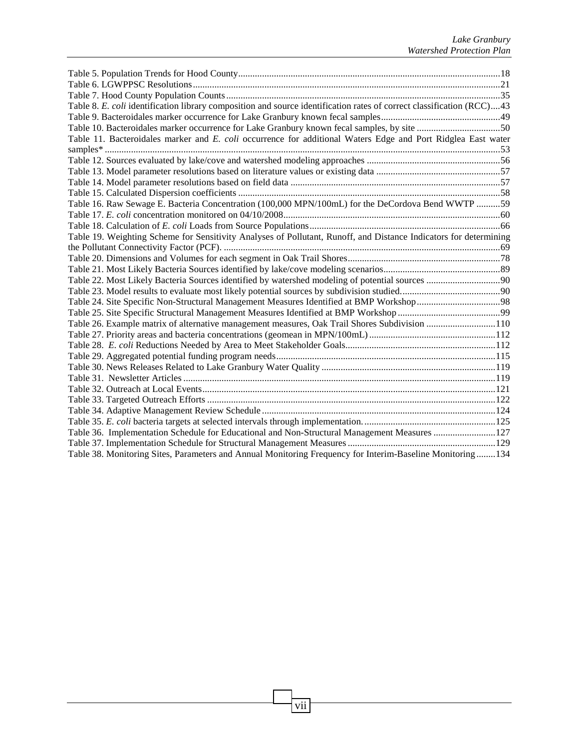Table 5. Population Trends for Hood County....18
Table 6. LGWPPSC Resolutions....21
Table 7. Hood County Population Counts....35
Table 8. *E. coli* identification library composition and source identification rates of correct classification (RCC)....43
Table 9. Bacteroidales marker occurrence for Lake Granbury known fecal samples....49
Table 10. Bacteroidales marker occurrence for Lake Granbury known fecal samples, by site....50
Table 11. Bacteroidales marker and *E. coli* occurrence for additional Waters Edge and Port Ridglea East water samples*....53
Table 12. Sources evaluated by lake/cove and watershed modeling approaches....56
Table 13. Model parameter resolutions based on literature values or existing data....57
Table 14. Model parameter resolutions based on field data....57
Table 15. Calculated Dispersion coefficients....58
Table 16. Raw Sewage E. Bacteria Concentration (100,000 MPN/100mL) for the DeCordova Bend WWTP....59
Table 17. *E. coli* concentration monitored on 04/10/2008....60
Table 18. Calculation of *E. coli* Loads from Source Populations....66
Table 19. Weighting Scheme for Sensitivity Analyses of Pollutant, Runoff, and Distance Indicators for determining the Pollutant Connectivity Factor (PCF)....69
Table 20. Dimensions and Volumes for each segment in Oak Trail Shores....78
Table 21. Most Likely Bacteria Sources identified by lake/cove modeling scenarios....89
Table 22. Most Likely Bacteria Sources identified by watershed modeling of potential sources....90
Table 23. Model results to evaluate most likely potential sources by subdivision studied....90
Table 24. Site Specific Non-Structural Management Measures Identified at BMP Workshop....98
Table 25. Site Specific Structural Management Measures Identified at BMP Workshop....99
Table 26. Example matrix of alternative management measures, Oak Trail Shores Subdivision....110
Table 27. Priority areas and bacteria concentrations (geomean in MPN/100mL)....112
Table 28. *E. coli* Reductions Needed by Area to Meet Stakeholder Goals....112
Table 29. Aggregated potential funding program needs....115
Table 30. News Releases Related to Lake Granbury Water Quality....119
Table 31. Newsletter Articles....119
Table 32. Outreach at Local Events....121
Table 33. Targeted Outreach Efforts....122
Table 34. Adaptive Management Review Schedule....124
Table 35. *E. coli* bacteria targets at selected intervals through implementation....125
Table 36. Implementation Schedule for Educational and Non-Structural Management Measures....127
Table 37. Implementation Schedule for Structural Management Measures....129
Table 38. Monitoring Sites, Parameters and Annual Monitoring Frequency for Interim-Baseline Monitoring....134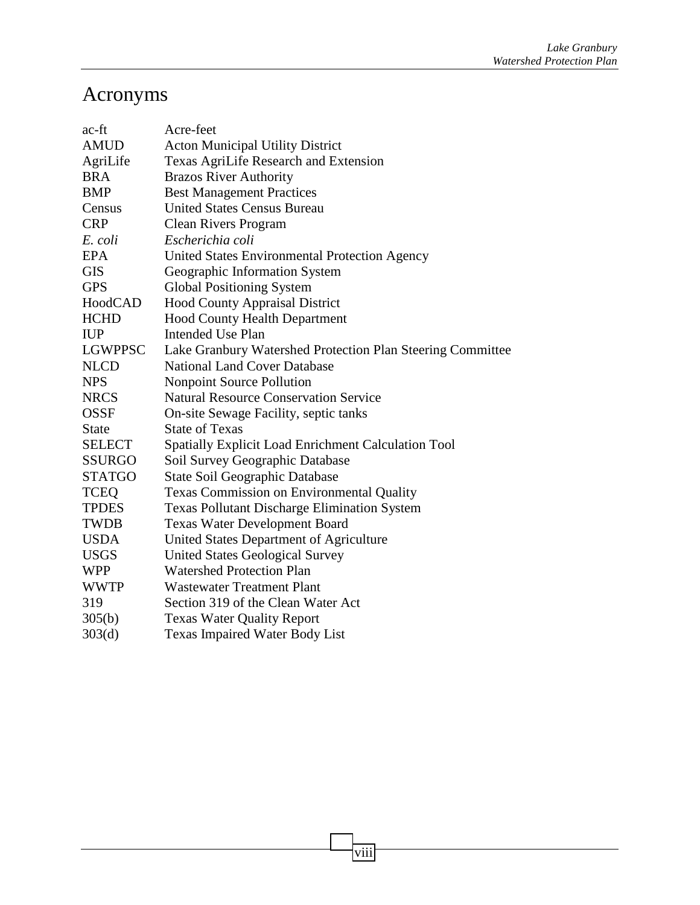# Acronyms

| | |
|---|---|
| ac-ft | Acre-feet |
| AMUD | Acton Municipal Utility District |
| AgriLife | Texas AgriLife Research and Extension |
| BRA | Brazos River Authority |
| BMP | Best Management Practices |
| Census | United States Census Bureau |
| CRP | Clean Rivers Program |
| *E. coli* | *Escherichia coli* |
| EPA | United States Environmental Protection Agency |
| GIS | Geographic Information System |
| GPS | Global Positioning System |
| HoodCAD | Hood County Appraisal District |
| HCHD | Hood County Health Department |
| IUP | Intended Use Plan |
| LGWPPSC | Lake Granbury Watershed Protection Plan Steering Committee |
| NLCD | National Land Cover Database |
| NPS | Nonpoint Source Pollution |
| NRCS | Natural Resource Conservation Service |
| OSSF | On-site Sewage Facility, septic tanks |
| State | State of Texas |
| SELECT | Spatially Explicit Load Enrichment Calculation Tool |
| SSURGO | Soil Survey Geographic Database |
| STATGO | State Soil Geographic Database |
| TCEQ | Texas Commission on Environmental Quality |
| TPDES | Texas Pollutant Discharge Elimination System |
| TWDB | Texas Water Development Board |
| USDA | United States Department of Agriculture |
| USGS | United States Geological Survey |
| WPP | Watershed Protection Plan |
| WWTP | Wastewater Treatment Plant |
| 319 | Section 319 of the Clean Water Act |
| 305(b) | Texas Water Quality Report |
| 303(d) | Texas Impaired Water Body List |